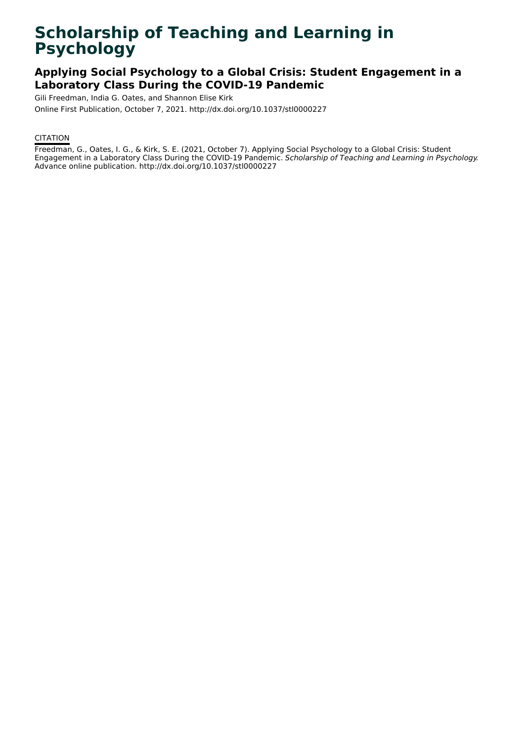# Scholarship of Teaching and Learning in Psychology

## Applying Social Psychology to a Global Crisis: Student Engagement in a Laboratory Class During the COVID-19 Pandemic

Gili Freedman, India G. Oates, and Shannon Elise Kirk

Online First Publication, October 7, 2021. http://dx.doi.org/10.1037/stl0000227

CITATION

Freedman, G., Oates, I. G., & Kirk, S. E. (2021, October 7). Applying Social Psychology to a Global Crisis: Student Engagement in a Laboratory Class During the COVID-19 Pandemic. *Scholarship of Teaching and Learning in Psychology*. Advance online publication. http://dx.doi.org/10.1037/stl0000227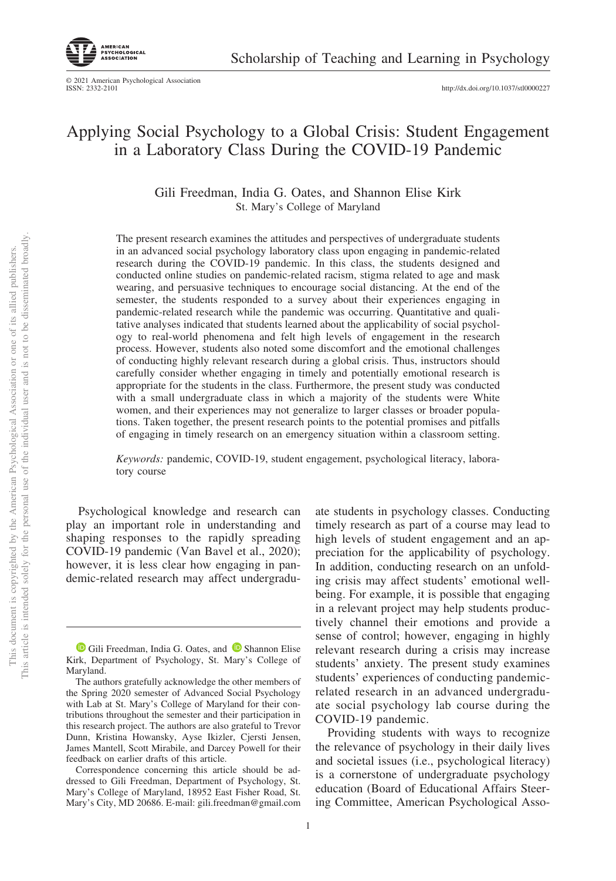# Applying Social Psychology to a Global Crisis: Student Engagement in a Laboratory Class During the COVID-19 Pandemic

Gili Freedman, India G. Oates, and Shannon Elise Kirk
St. Mary's College of Maryland

The present research examines the attitudes and perspectives of undergraduate students in an advanced social psychology laboratory class upon engaging in pandemic-related research during the COVID-19 pandemic. In this class, the students designed and conducted online studies on pandemic-related racism, stigma related to age and mask wearing, and persuasive techniques to encourage social distancing. At the end of the semester, the students responded to a survey about their experiences engaging in pandemic-related research while the pandemic was occurring. Quantitative and qualitative analyses indicated that students learned about the applicability of social psychology to real-world phenomena and felt high levels of engagement in the research process. However, students also noted some discomfort and the emotional challenges of conducting highly relevant research during a global crisis. Thus, instructors should carefully consider whether engaging in timely and potentially emotional research is appropriate for the students in the class. Furthermore, the present study was conducted with a small undergraduate class in which a majority of the students were White women, and their experiences may not generalize to larger classes or broader populations. Taken together, the present research points to the potential promises and pitfalls of engaging in timely research on an emergency situation within a classroom setting.

*Keywords:* pandemic, COVID-19, student engagement, psychological literacy, laboratory course

Psychological knowledge and research can play an important role in understanding and shaping responses to the rapidly spreading COVID-19 pandemic (Van Bavel et al., 2020); however, it is less clear how engaging in pandemic-related research may affect undergraduate students in psychology classes. Conducting timely research as part of a course may lead to high levels of student engagement and an appreciation for the applicability of psychology. In addition, conducting research on an unfolding crisis may affect students' emotional well-being. For example, it is possible that engaging in a relevant project may help students productively channel their emotions and provide a sense of control; however, engaging in highly relevant research during a crisis may increase students' anxiety. The present study examines students' experiences of conducting pandemic-related research in an advanced undergraduate social psychology lab course during the COVID-19 pandemic.

Providing students with ways to recognize the relevance of psychology in their daily lives and societal issues (i.e., psychological literacy) is a cornerstone of undergraduate psychology education (Board of Educational Affairs Steering Committee, American Psychological Asso-

---

Gili Freedman, India G. Oates, and Shannon Elise Kirk, Department of Psychology, St. Mary's College of Maryland.

The authors gratefully acknowledge the other members of the Spring 2020 semester of Advanced Social Psychology with Lab at St. Mary's College of Maryland for their contributions throughout the semester and their participation in this research project. The authors are also grateful to Trevor Dunn, Kristina Howansky, Ayse Ikizler, Cjersti Jensen, James Mantell, Scott Mirabile, and Darcey Powell for their feedback on earlier drafts of this article.

Correspondence concerning this article should be addressed to Gili Freedman, Department of Psychology, St. Mary's College of Maryland, 18952 East Fisher Road, St. Mary's City, MD 20686. E-mail: gili.freedman@gmail.com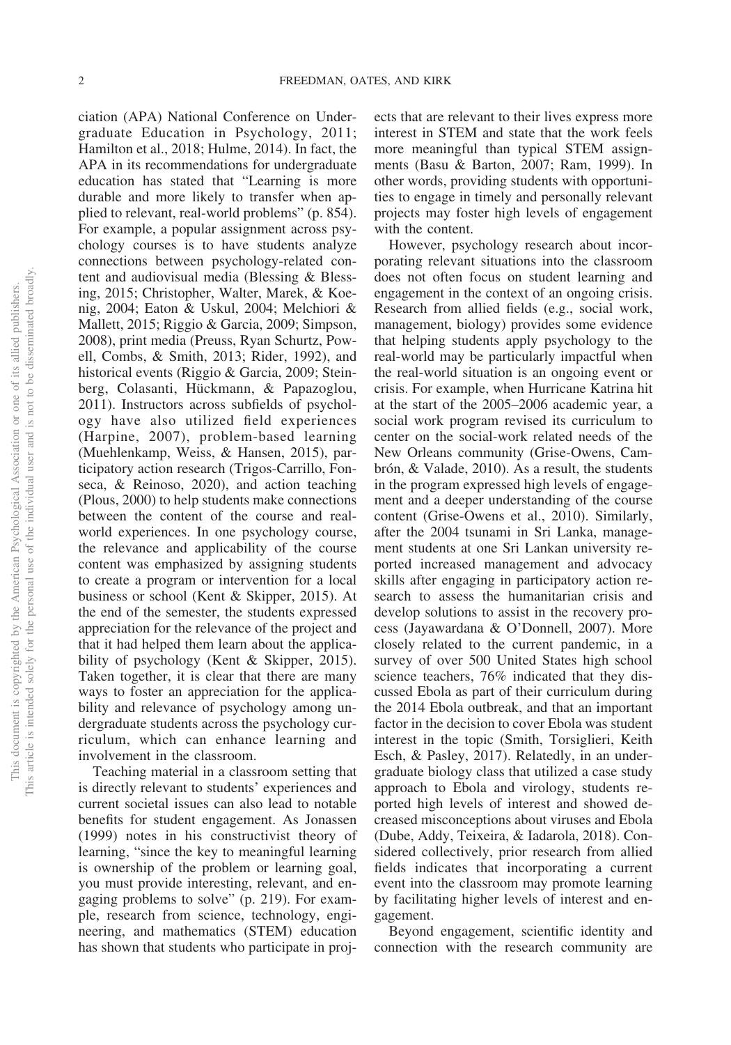ciation (APA) National Conference on Undergraduate Education in Psychology, 2011; Hamilton et al., 2018; Hulme, 2014). In fact, the APA in its recommendations for undergraduate education has stated that "Learning is more durable and more likely to transfer when applied to relevant, real-world problems" (p. 854). For example, a popular assignment across psychology courses is to have students analyze connections between psychology-related content and audiovisual media (Blessing & Blessing, 2015; Christopher, Walter, Marek, & Koenig, 2004; Eaton & Uskul, 2004; Melchiori & Mallett, 2015; Riggio & Garcia, 2009; Simpson, 2008), print media (Preuss, Ryan Schurtz, Powell, Combs, & Smith, 2013; Rider, 1992), and historical events (Riggio & Garcia, 2009; Steinberg, Colasanti, Hückmann, & Papazoglou, 2011). Instructors across subfields of psychology have also utilized field experiences (Harpine, 2007), problem-based learning (Muehlenkamp, Weiss, & Hansen, 2015), participatory action research (Trigos-Carrillo, Fonseca, & Reinoso, 2020), and action teaching (Plous, 2000) to help students make connections between the content of the course and real-world experiences. In one psychology course, the relevance and applicability of the course content was emphasized by assigning students to create a program or intervention for a local business or school (Kent & Skipper, 2015). At the end of the semester, the students expressed appreciation for the relevance of the project and that it had helped them learn about the applicability of psychology (Kent & Skipper, 2015). Taken together, it is clear that there are many ways to foster an appreciation for the applicability and relevance of psychology among undergraduate students across the psychology curriculum, which can enhance learning and involvement in the classroom.

Teaching material in a classroom setting that is directly relevant to students' experiences and current societal issues can also lead to notable benefits for student engagement. As Jonassen (1999) notes in his constructivist theory of learning, "since the key to meaningful learning is ownership of the problem or learning goal, you must provide interesting, relevant, and engaging problems to solve" (p. 219). For example, research from science, technology, engineering, and mathematics (STEM) education has shown that students who participate in projects that are relevant to their lives express more interest in STEM and state that the work feels more meaningful than typical STEM assignments (Basu & Barton, 2007; Ram, 1999). In other words, providing students with opportunities to engage in timely and personally relevant projects may foster high levels of engagement with the content.

However, psychology research about incorporating relevant situations into the classroom does not often focus on student learning and engagement in the context of an ongoing crisis. Research from allied fields (e.g., social work, management, biology) provides some evidence that helping students apply psychology to the real-world may be particularly impactful when the real-world situation is an ongoing event or crisis. For example, when Hurricane Katrina hit at the start of the 2005–2006 academic year, a social work program revised its curriculum to center on the social-work related needs of the New Orleans community (Grise-Owens, Cambrón, & Valade, 2010). As a result, the students in the program expressed high levels of engagement and a deeper understanding of the course content (Grise-Owens et al., 2010). Similarly, after the 2004 tsunami in Sri Lanka, management students at one Sri Lankan university reported increased management and advocacy skills after engaging in participatory action research to assess the humanitarian crisis and develop solutions to assist in the recovery process (Jayawardana & O'Donnell, 2007). More closely related to the current pandemic, in a survey of over 500 United States high school science teachers, 76% indicated that they discussed Ebola as part of their curriculum during the 2014 Ebola outbreak, and that an important factor in the decision to cover Ebola was student interest in the topic (Smith, Torsiglieri, Keith Esch, & Pasley, 2017). Relatedly, in an undergraduate biology class that utilized a case study approach to Ebola and virology, students reported high levels of interest and showed decreased misconceptions about viruses and Ebola (Dube, Addy, Teixeira, & Iadarola, 2018). Considered collectively, prior research from allied fields indicates that incorporating a current event into the classroom may promote learning by facilitating higher levels of interest and engagement.

Beyond engagement, scientific identity and connection with the research community are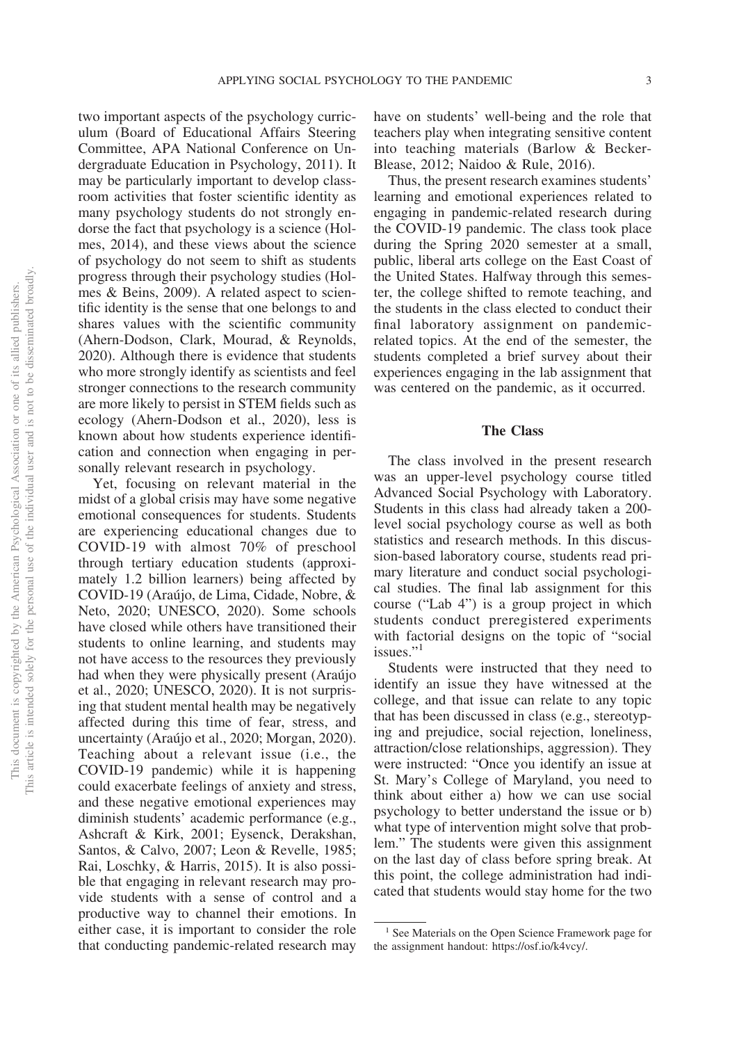two important aspects of the psychology curriculum (Board of Educational Affairs Steering Committee, APA National Conference on Undergraduate Education in Psychology, 2011). It may be particularly important to develop classroom activities that foster scientific identity as many psychology students do not strongly endorse the fact that psychology is a science (Holmes, 2014), and these views about the science of psychology do not seem to shift as students progress through their psychology studies (Holmes & Beins, 2009). A related aspect to scientific identity is the sense that one belongs to and shares values with the scientific community (Ahern-Dodson, Clark, Mourad, & Reynolds, 2020). Although there is evidence that students who more strongly identify as scientists and feel stronger connections to the research community are more likely to persist in STEM fields such as ecology (Ahern-Dodson et al., 2020), less is known about how students experience identification and connection when engaging in personally relevant research in psychology.

Yet, focusing on relevant material in the midst of a global crisis may have some negative emotional consequences for students. Students are experiencing educational changes due to COVID-19 with almost 70% of preschool through tertiary education students (approximately 1.2 billion learners) being affected by COVID-19 (Araújo, de Lima, Cidade, Nobre, & Neto, 2020; UNESCO, 2020). Some schools have closed while others have transitioned their students to online learning, and students may not have access to the resources they previously had when they were physically present (Araújo et al., 2020; UNESCO, 2020). It is not surprising that student mental health may be negatively affected during this time of fear, stress, and uncertainty (Araújo et al., 2020; Morgan, 2020). Teaching about a relevant issue (i.e., the COVID-19 pandemic) while it is happening could exacerbate feelings of anxiety and stress, and these negative emotional experiences may diminish students' academic performance (e.g., Ashcraft & Kirk, 2001; Eysenck, Derakshan, Santos, & Calvo, 2007; Leon & Revelle, 1985; Rai, Loschky, & Harris, 2015). It is also possible that engaging in relevant research may provide students with a sense of control and a productive way to channel their emotions. In either case, it is important to consider the role that conducting pandemic-related research may have on students' well-being and the role that teachers play when integrating sensitive content into teaching materials (Barlow & Becker-Blease, 2012; Naidoo & Rule, 2016).

Thus, the present research examines students' learning and emotional experiences related to engaging in pandemic-related research during the COVID-19 pandemic. The class took place during the Spring 2020 semester at a small, public, liberal arts college on the East Coast of the United States. Halfway through this semester, the college shifted to remote teaching, and the students in the class elected to conduct their final laboratory assignment on pandemic-related topics. At the end of the semester, the students completed a brief survey about their experiences engaging in the lab assignment that was centered on the pandemic, as it occurred.

## The Class

The class involved in the present research was an upper-level psychology course titled Advanced Social Psychology with Laboratory. Students in this class had already taken a 200-level social psychology course as well as both statistics and research methods. In this discussion-based laboratory course, students read primary literature and conduct social psychological studies. The final lab assignment for this course ("Lab 4") is a group project in which students conduct preregistered experiments with factorial designs on the topic of "social issues."[1]

Students were instructed that they need to identify an issue they have witnessed at the college, and that issue can relate to any topic that has been discussed in class (e.g., stereotyping and prejudice, social rejection, loneliness, attraction/close relationships, aggression). They were instructed: "Once you identify an issue at St. Mary's College of Maryland, you need to think about either a) how we can use social psychology to better understand the issue or b) what type of intervention might solve that problem." The students were given this assignment on the last day of class before spring break. At this point, the college administration had indicated that students would stay home for the two

[1] See Materials on the Open Science Framework page for the assignment handout: https://osf.io/k4vcy/.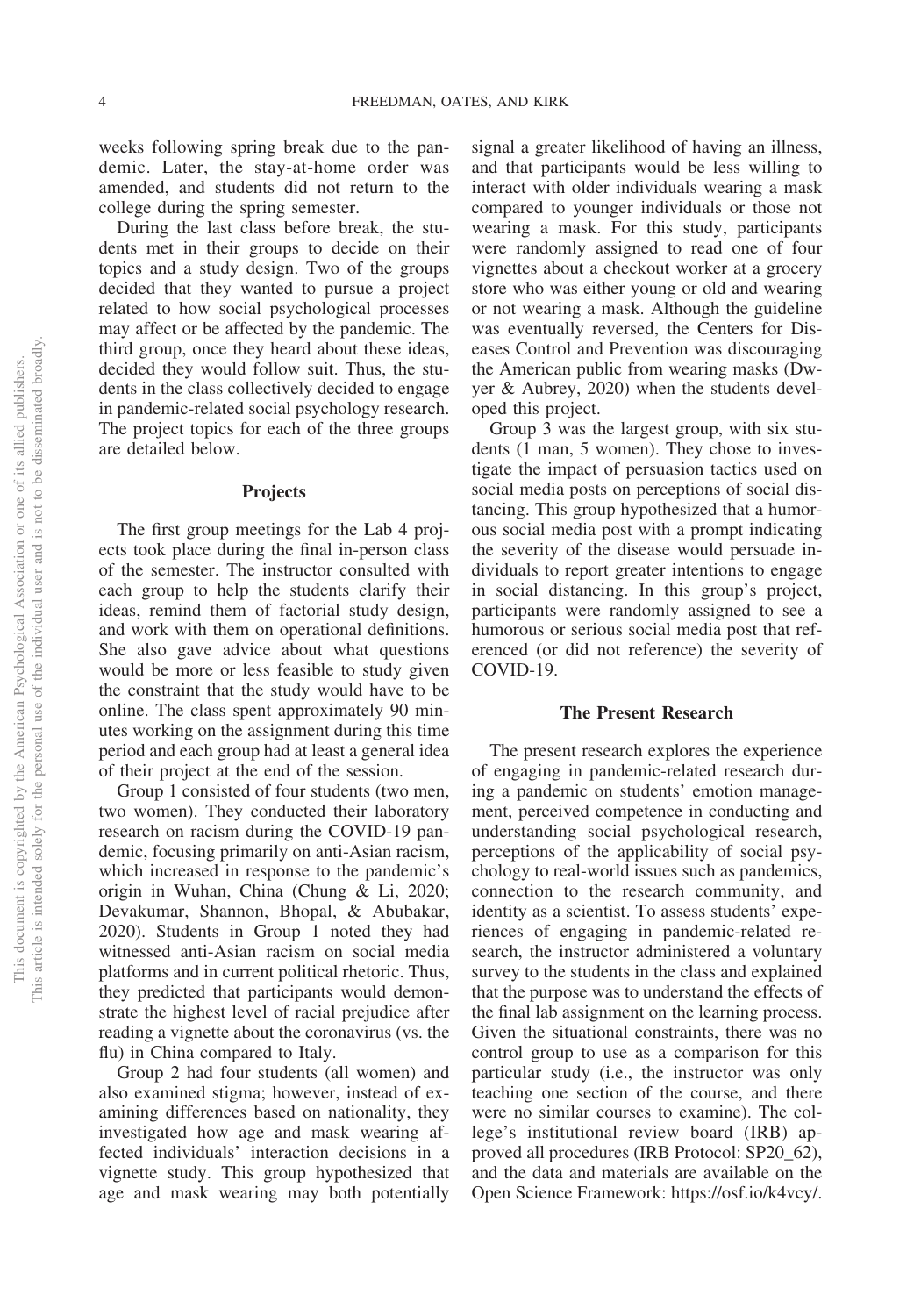weeks following spring break due to the pandemic. Later, the stay-at-home order was amended, and students did not return to the college during the spring semester.

During the last class before break, the students met in their groups to decide on their topics and a study design. Two of the groups decided that they wanted to pursue a project related to how social psychological processes may affect or be affected by the pandemic. The third group, once they heard about these ideas, decided they would follow suit. Thus, the students in the class collectively decided to engage in pandemic-related social psychology research. The project topics for each of the three groups are detailed below.

## Projects

The first group meetings for the Lab 4 projects took place during the final in-person class of the semester. The instructor consulted with each group to help the students clarify their ideas, remind them of factorial study design, and work with them on operational definitions. She also gave advice about what questions would be more or less feasible to study given the constraint that the study would have to be online. The class spent approximately 90 minutes working on the assignment during this time period and each group had at least a general idea of their project at the end of the session.

Group 1 consisted of four students (two men, two women). They conducted their laboratory research on racism during the COVID-19 pandemic, focusing primarily on anti-Asian racism, which increased in response to the pandemic's origin in Wuhan, China (Chung & Li, 2020; Devakumar, Shannon, Bhopal, & Abubakar, 2020). Students in Group 1 noted they had witnessed anti-Asian racism on social media platforms and in current political rhetoric. Thus, they predicted that participants would demonstrate the highest level of racial prejudice after reading a vignette about the coronavirus (vs. the flu) in China compared to Italy.

Group 2 had four students (all women) and also examined stigma; however, instead of examining differences based on nationality, they investigated how age and mask wearing affected individuals' interaction decisions in a vignette study. This group hypothesized that age and mask wearing may both potentially signal a greater likelihood of having an illness, and that participants would be less willing to interact with older individuals wearing a mask compared to younger individuals or those not wearing a mask. For this study, participants were randomly assigned to read one of four vignettes about a checkout worker at a grocery store who was either young or old and wearing or not wearing a mask. Although the guideline was eventually reversed, the Centers for Diseases Control and Prevention was discouraging the American public from wearing masks (Dwyer & Aubrey, 2020) when the students developed this project.

Group 3 was the largest group, with six students (1 man, 5 women). They chose to investigate the impact of persuasion tactics used on social media posts on perceptions of social distancing. This group hypothesized that a humorous social media post with a prompt indicating the severity of the disease would persuade individuals to report greater intentions to engage in social distancing. In this group's project, participants were randomly assigned to see a humorous or serious social media post that referenced (or did not reference) the severity of COVID-19.

## The Present Research

The present research explores the experience of engaging in pandemic-related research during a pandemic on students' emotion management, perceived competence in conducting and understanding social psychological research, perceptions of the applicability of social psychology to real-world issues such as pandemics, connection to the research community, and identity as a scientist. To assess students' experiences of engaging in pandemic-related research, the instructor administered a voluntary survey to the students in the class and explained that the purpose was to understand the effects of the final lab assignment on the learning process. Given the situational constraints, there was no control group to use as a comparison for this particular study (i.e., the instructor was only teaching one section of the course, and there were no similar courses to examine). The college's institutional review board (IRB) approved all procedures (IRB Protocol: SP20_62), and the data and materials are available on the Open Science Framework: https://osf.io/k4vcy/.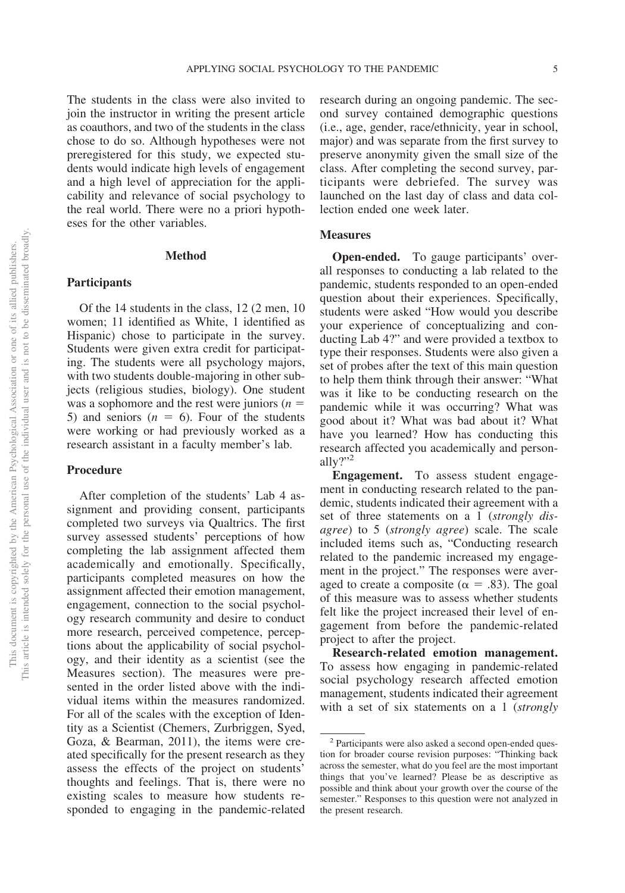The students in the class were also invited to join the instructor in writing the present article as coauthors, and two of the students in the class chose to do so. Although hypotheses were not preregistered for this study, we expected students would indicate high levels of engagement and a high level of appreciation for the applicability and relevance of social psychology to the real world. There were no a priori hypotheses for the other variables.

## Method

### Participants

Of the 14 students in the class, 12 (2 men, 10 women; 11 identified as White, 1 identified as Hispanic) chose to participate in the survey. Students were given extra credit for participating. The students were all psychology majors, with two students double-majoring in other subjects (religious studies, biology). One student was a sophomore and the rest were juniors ($n$ = 5) and seniors ($n$ = 6). Four of the students were working or had previously worked as a research assistant in a faculty member's lab.

### Procedure

After completion of the students' Lab 4 assignment and providing consent, participants completed two surveys via Qualtrics. The first survey assessed students' perceptions of how completing the lab assignment affected them academically and emotionally. Specifically, participants completed measures on how the assignment affected their emotion management, engagement, connection to the social psychology research community and desire to conduct more research, perceived competence, perceptions about the applicability of social psychology, and their identity as a scientist (see the Measures section). The measures were presented in the order listed above with the individual items within the measures randomized. For all of the scales with the exception of Identity as a Scientist (Chemers, Zurbriggen, Syed, Goza, & Bearman, 2011), the items were created specifically for the present research as they assess the effects of the project on students' thoughts and feelings. That is, there were no existing scales to measure how students responded to engaging in the pandemic-related research during an ongoing pandemic. The second survey contained demographic questions (i.e., age, gender, race/ethnicity, year in school, major) and was separate from the first survey to preserve anonymity given the small size of the class. After completing the second survey, participants were debriefed. The survey was launched on the last day of class and data collection ended one week later.

### Measures

**Open-ended.** To gauge participants' overall responses to conducting a lab related to the pandemic, students responded to an open-ended question about their experiences. Specifically, students were asked "How would you describe your experience of conceptualizing and conducting Lab 4?" and were provided a textbox to type their responses. Students were also given a set of probes after the text of this main question to help them think through their answer: "What was it like to be conducting research on the pandemic while it was occurring? What was good about it? What was bad about it? What have you learned? How has conducting this research affected you academically and personally?"[2]

**Engagement.** To assess student engagement in conducting research related to the pandemic, students indicated their agreement with a set of three statements on a 1 (*strongly disagree*) to 5 (*strongly agree*) scale. The scale included items such as, "Conducting research related to the pandemic increased my engagement in the project." The responses were averaged to create a composite ($\alpha$ = .83). The goal of this measure was to assess whether students felt like the project increased their level of engagement from before the pandemic-related project to after the project.

**Research-related emotion management.** To assess how engaging in pandemic-related social psychology research affected emotion management, students indicated their agreement with a set of six statements on a 1 (*strongly*

[2] Participants were also asked a second open-ended question for broader course revision purposes: "Thinking back across the semester, what do you feel are the most important things that you've learned? Please be as descriptive as possible and think about your growth over the course of the semester." Responses to this question were not analyzed in the present research.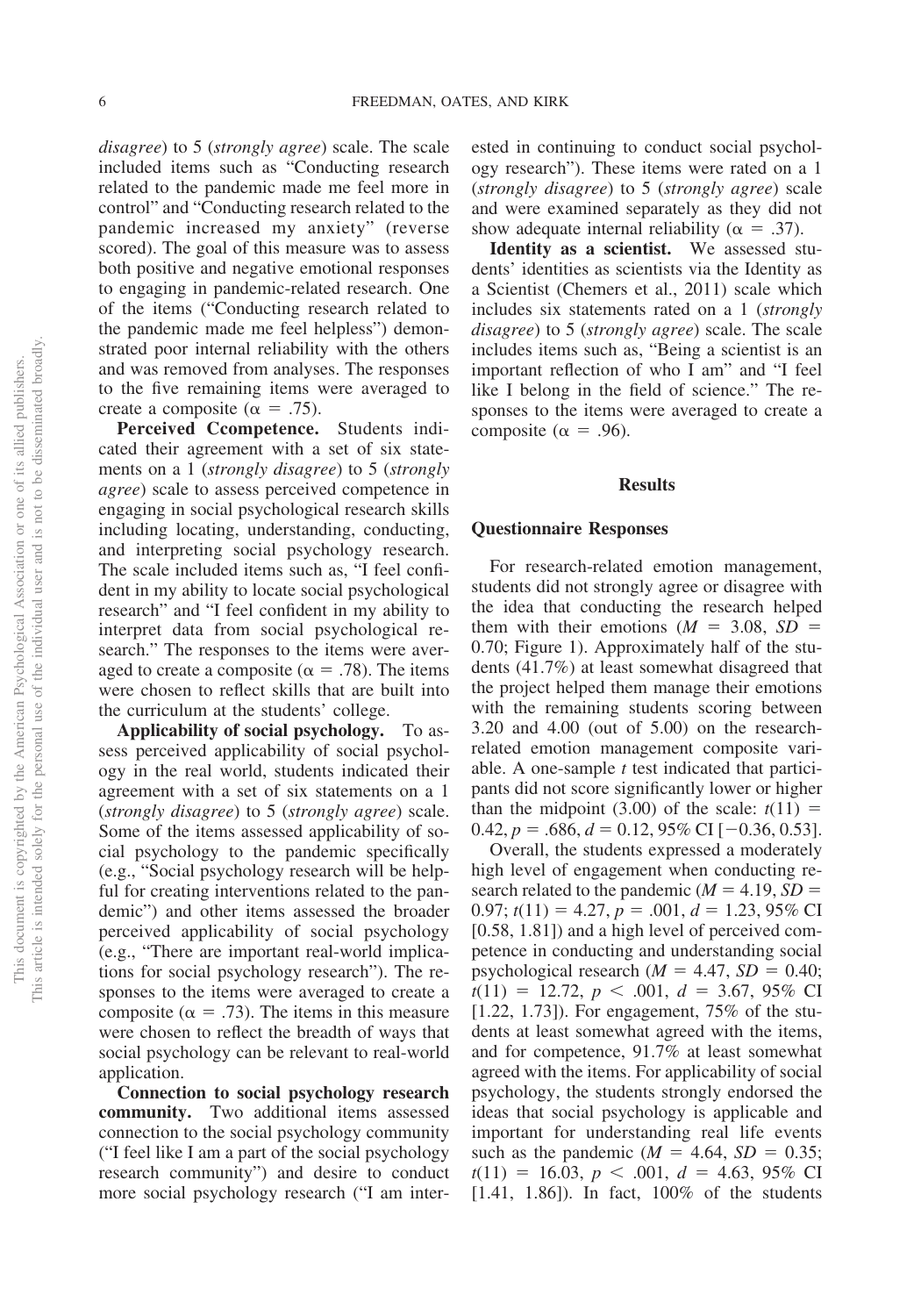*disagree*) to 5 (*strongly agree*) scale. The scale included items such as "Conducting research related to the pandemic made me feel more in control" and "Conducting research related to the pandemic increased my anxiety" (reverse scored). The goal of this measure was to assess both positive and negative emotional responses to engaging in pandemic-related research. One of the items ("Conducting research related to the pandemic made me feel helpless") demonstrated poor internal reliability with the others and was removed from analyses. The responses to the five remaining items were averaged to create a composite ($\alpha$ = .75).

**Perceived Ccompetence.** Students indicated their agreement with a set of six statements on a 1 (*strongly disagree*) to 5 (*strongly agree*) scale to assess perceived competence in engaging in social psychological research skills including locating, understanding, conducting, and interpreting social psychology research. The scale included items such as, "I feel confident in my ability to locate social psychological research" and "I feel confident in my ability to interpret data from social psychological research." The responses to the items were averaged to create a composite ($\alpha$ = .78). The items were chosen to reflect skills that are built into the curriculum at the students' college.

**Applicability of social psychology.** To assess perceived applicability of social psychology in the real world, students indicated their agreement with a set of six statements on a 1 (*strongly disagree*) to 5 (*strongly agree*) scale. Some of the items assessed applicability of social psychology to the pandemic specifically (e.g., "Social psychology research will be helpful for creating interventions related to the pandemic") and other items assessed the broader perceived applicability of social psychology (e.g., "There are important real-world implications for social psychology research"). The responses to the items were averaged to create a composite ($\alpha$ = .73). The items in this measure were chosen to reflect the breadth of ways that social psychology can be relevant to real-world application.

**Connection to social psychology research community.** Two additional items assessed connection to the social psychology community ("I feel like I am a part of the social psychology research community") and desire to conduct more social psychology research ("I am interested in continuing to conduct social psychology research"). These items were rated on a 1 (*strongly disagree*) to 5 (*strongly agree*) scale and were examined separately as they did not show adequate internal reliability ($\alpha$ = .37).

**Identity as a scientist.** We assessed students' identities as scientists via the Identity as a Scientist (Chemers et al., 2011) scale which includes six statements rated on a 1 (*strongly disagree*) to 5 (*strongly agree*) scale. The scale includes items such as, "Being a scientist is an important reflection of who I am" and "I feel like I belong in the field of science." The responses to the items were averaged to create a composite ($\alpha$ = .96).

## Results

### Questionnaire Responses

For research-related emotion management, students did not strongly agree or disagree with the idea that conducting the research helped them with their emotions ($M$ = 3.08, $SD$ = 0.70; Figure 1). Approximately half of the students (41.7%) at least somewhat disagreed that the project helped them manage their emotions with the remaining students scoring between 3.20 and 4.00 (out of 5.00) on the research-related emotion management composite variable. A one-sample $t$ test indicated that participants did not score significantly lower or higher than the midpoint (3.00) of the scale: $t(11)$ = 0.42, $p$ = .686, $d$ = 0.12, 95% CI [−0.36, 0.53].

Overall, the students expressed a moderately high level of engagement when conducting research related to the pandemic ($M$ = 4.19, $SD$ = 0.97; $t(11)$ = 4.27, $p$ = .001, $d$ = 1.23, 95% CI [0.58, 1.81]) and a high level of perceived competence in conducting and understanding social psychological research ($M$ = 4.47, $SD$ = 0.40; $t(11)$ = 12.72, $p$ < .001, $d$ = 3.67, 95% CI [1.22, 1.73]). For engagement, 75% of the students at least somewhat agreed with the items, and for competence, 91.7% at least somewhat agreed with the items. For applicability of social psychology, the students strongly endorsed the ideas that social psychology is applicable and important for understanding real life events such as the pandemic ($M$ = 4.64, $SD$ = 0.35; $t(11)$ = 16.03, $p$ < .001, $d$ = 4.63, 95% CI [1.41, 1.86]). In fact, 100% of the students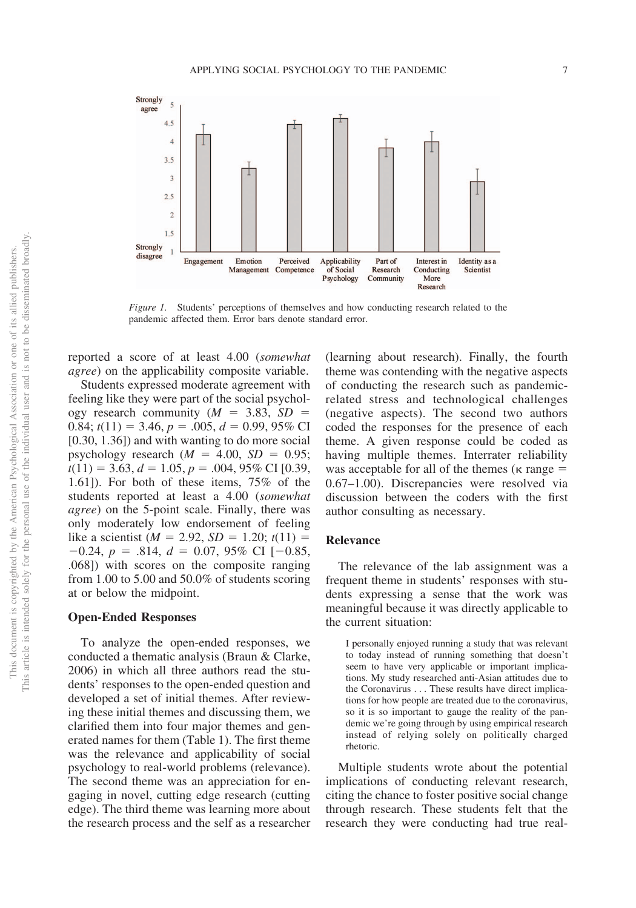*Figure 1.* Students' perceptions of themselves and how conducting research related to the pandemic affected them. Error bars denote standard error.

reported a score of at least 4.00 (*somewhat agree*) on the applicability composite variable.

Students expressed moderate agreement with feeling like they were part of the social psychology research community ($M$ = 3.83, $SD$ = 0.84; $t(11)$ = 3.46, $p$ = .005, $d$ = 0.99, 95% CI [0.30, 1.36]) and with wanting to do more social psychology research ($M$ = 4.00, $SD$ = 0.95; $t(11)$ = 3.63, $d$ = 1.05, $p$ = .004, 95% CI [0.39, 1.61]). For both of these items, 75% of the students reported at least a 4.00 (*somewhat agree*) on the 5-point scale. Finally, there was only moderately low endorsement of feeling like a scientist ($M$ = 2.92, $SD$ = 1.20; $t(11)$ = −0.24, $p$ = .814, $d$ = 0.07, 95% CI [−0.85, .068]) with scores on the composite ranging from 1.00 to 5.00 and 50.0% of students scoring at or below the midpoint.

## Open-Ended Responses

To analyze the open-ended responses, we conducted a thematic analysis (Braun & Clarke, 2006) in which all three authors read the students' responses to the open-ended question and developed a set of initial themes. After reviewing these initial themes and discussing them, we clarified them into four major themes and generated names for them (Table 1). The first theme was the relevance and applicability of social psychology to real-world problems (relevance). The second theme was an appreciation for engaging in novel, cutting edge research (cutting edge). The third theme was learning more about the research process and the self as a researcher (learning about research). Finally, the fourth theme was contending with the negative aspects of conducting the research such as pandemic-related stress and technological challenges (negative aspects). The second two authors coded the responses for the presence of each theme. A given response could be coded as having multiple themes. Interrater reliability was acceptable for all of the themes (κ range = 0.67–1.00). Discrepancies were resolved via discussion between the coders with the first author consulting as necessary.

## Relevance

The relevance of the lab assignment was a frequent theme in students' responses with students expressing a sense that the work was meaningful because it was directly applicable to the current situation:

> I personally enjoyed running a study that was relevant to today instead of running something that doesn't seem to have very applicable or important implications. My study researched anti-Asian attitudes due to the Coronavirus . . . These results have direct implications for how people are treated due to the coronavirus, so it is so important to gauge the reality of the pandemic we're going through by using empirical research instead of relying solely on politically charged rhetoric.

Multiple students wrote about the potential implications of conducting relevant research, citing the chance to foster positive social change through research. These students felt that the research they were conducting had true real-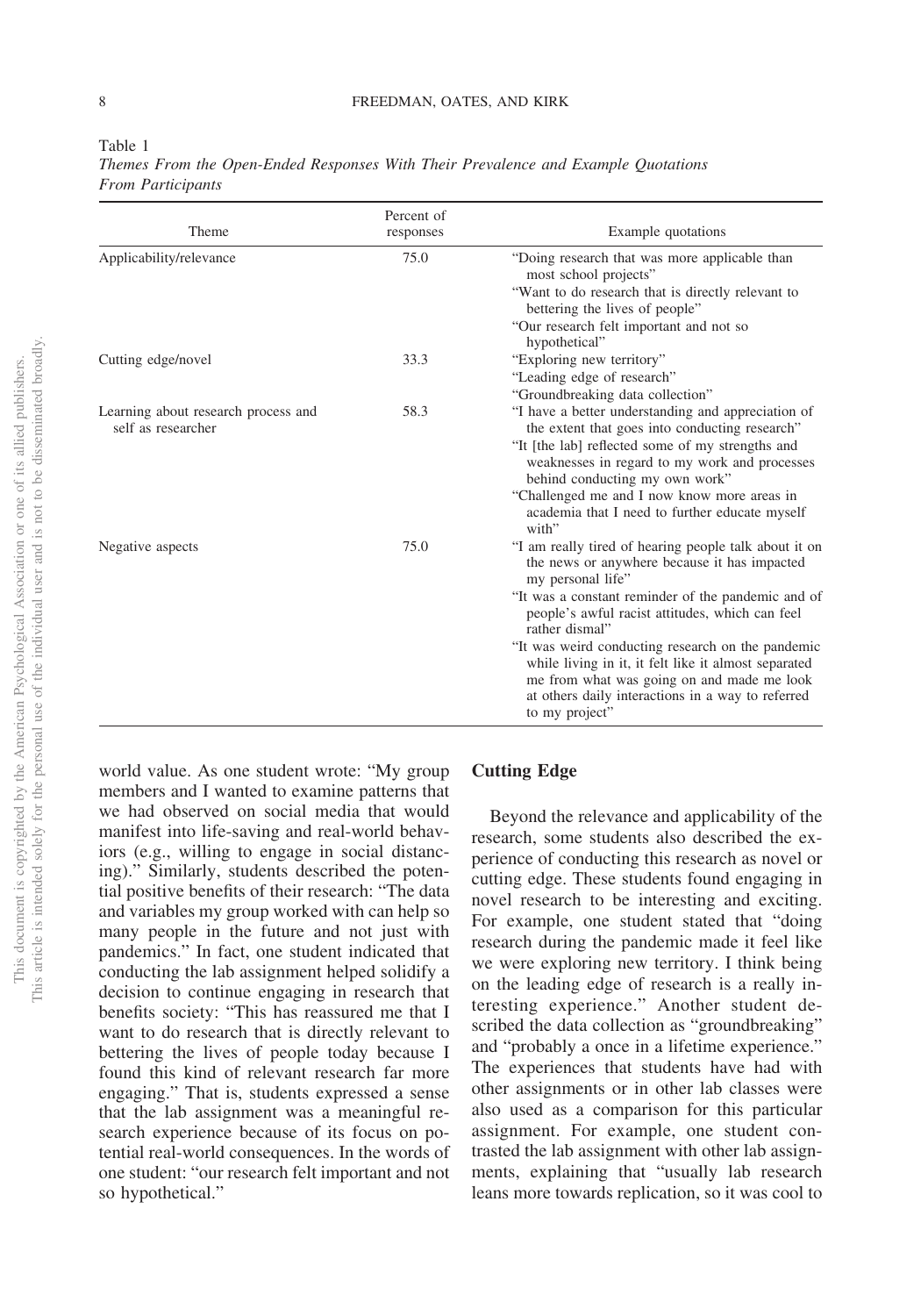Table 1

*Themes From the Open-Ended Responses With Their Prevalence and Example Quotations From Participants*

| Theme | Percent of responses | Example quotations |
|---|---|---|
| Applicability/relevance | 75.0 | "Doing research that was more applicable than most school projects" "Want to do research that is directly relevant to bettering the lives of people" "Our research felt important and not so hypothetical" |
| Cutting edge/novel | 33.3 | "Exploring new territory" "Leading edge of research" "Groundbreaking data collection" |
| Learning about research process and self as researcher | 58.3 | "I have a better understanding and appreciation of the extent that goes into conducting research" "It [the lab] reflected some of my strengths and weaknesses in regard to my work and processes behind conducting my own work" "Challenged me and I now know more areas in academia that I need to further educate myself with" |
| Negative aspects | 75.0 | "I am really tired of hearing people talk about it on the news or anywhere because it has impacted my personal life" "It was a constant reminder of the pandemic and of people's awful racist attitudes, which can feel rather dismal" "It was weird conducting research on the pandemic while living in it, it felt like it almost separated me from what was going on and made me look at others daily interactions in a way to referred to my project" |

world value. As one student wrote: "My group members and I wanted to examine patterns that we had observed on social media that would manifest into life-saving and real-world behaviors (e.g., willing to engage in social distancing)." Similarly, students described the potential positive benefits of their research: "The data and variables my group worked with can help so many people in the future and not just with pandemics." In fact, one student indicated that conducting the lab assignment helped solidify a decision to continue engaging in research that benefits society: "This has reassured me that I want to do research that is directly relevant to bettering the lives of people today because I found this kind of relevant research far more engaging." That is, students expressed a sense that the lab assignment was a meaningful research experience because of its focus on potential real-world consequences. In the words of one student: "our research felt important and not so hypothetical."

## Cutting Edge

Beyond the relevance and applicability of the research, some students also described the experience of conducting this research as novel or cutting edge. These students found engaging in novel research to be interesting and exciting. For example, one student stated that "doing research during the pandemic made it feel like we were exploring new territory. I think being on the leading edge of research is a really interesting experience." Another student described the data collection as "groundbreaking" and "probably a once in a lifetime experience." The experiences that students have had with other assignments or in other lab classes were also used as a comparison for this particular assignment. For example, one student contrasted the lab assignment with other lab assignments, explaining that "usually lab research leans more towards replication, so it was cool to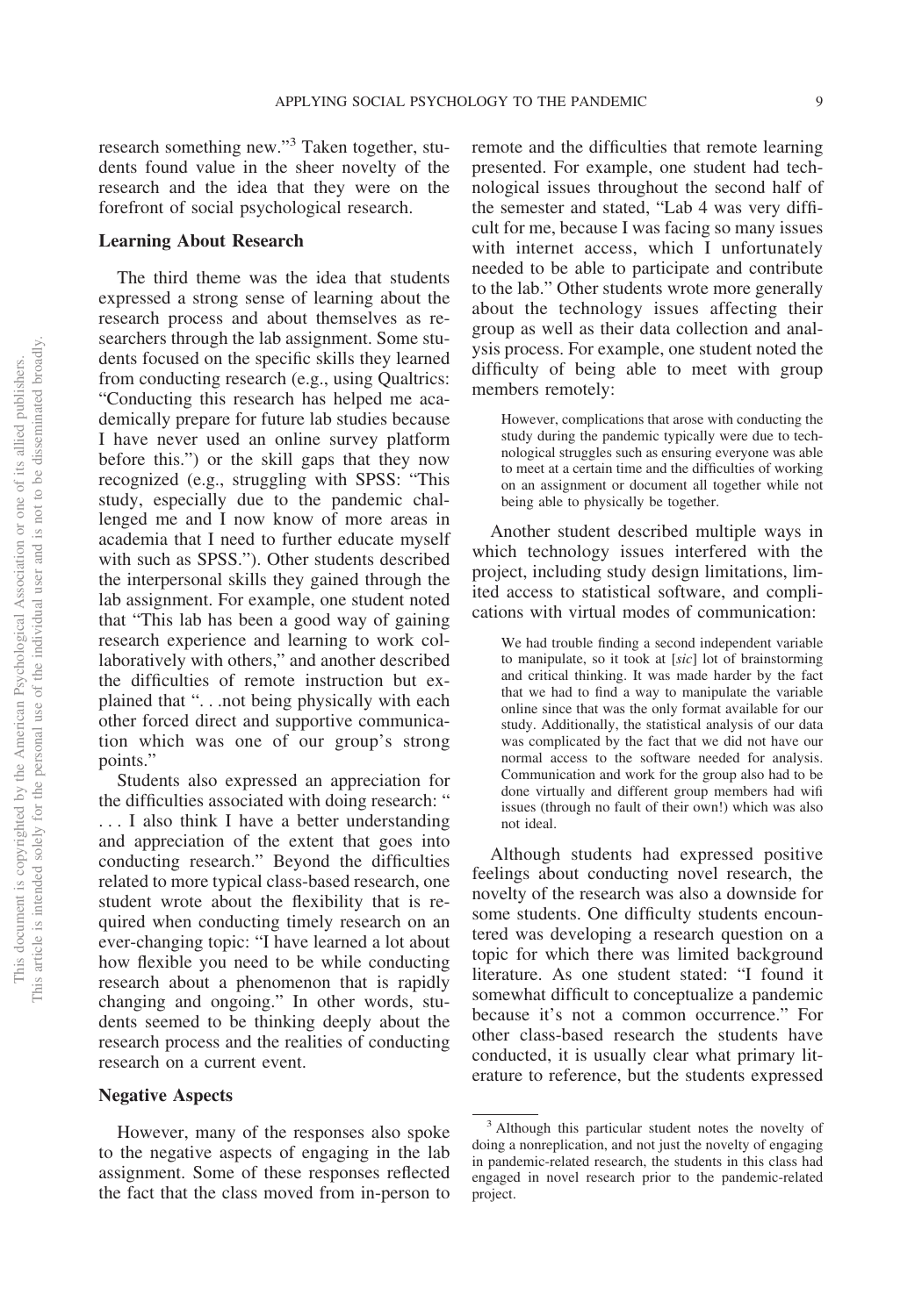research something new."[3] Taken together, students found value in the sheer novelty of the research and the idea that they were on the forefront of social psychological research.

### Learning About Research

The third theme was the idea that students expressed a strong sense of learning about the research process and about themselves as researchers through the lab assignment. Some students focused on the specific skills they learned from conducting research (e.g., using Qualtrics: "Conducting this research has helped me academically prepare for future lab studies because I have never used an online survey platform before this.") or the skill gaps that they now recognized (e.g., struggling with SPSS: "This study, especially due to the pandemic challenged me and I now know of more areas in academia that I need to further educate myself with such as SPSS."). Other students described the interpersonal skills they gained through the lab assignment. For example, one student noted that "This lab has been a good way of gaining research experience and learning to work collaboratively with others," and another described the difficulties of remote instruction but explained that ". . .not being physically with each other forced direct and supportive communication which was one of our group's strong points."

Students also expressed an appreciation for the difficulties associated with doing research: " . . . I also think I have a better understanding and appreciation of the extent that goes into conducting research." Beyond the difficulties related to more typical class-based research, one student wrote about the flexibility that is required when conducting timely research on an ever-changing topic: "I have learned a lot about how flexible you need to be while conducting research about a phenomenon that is rapidly changing and ongoing." In other words, students seemed to be thinking deeply about the research process and the realities of conducting research on a current event.

### Negative Aspects

However, many of the responses also spoke to the negative aspects of engaging in the lab assignment. Some of these responses reflected the fact that the class moved from in-person to remote and the difficulties that remote learning presented. For example, one student had technological issues throughout the second half of the semester and stated, "Lab 4 was very difficult for me, because I was facing so many issues with internet access, which I unfortunately needed to be able to participate and contribute to the lab." Other students wrote more generally about the technology issues affecting their group as well as their data collection and analysis process. For example, one student noted the difficulty of being able to meet with group members remotely:

> However, complications that arose with conducting the study during the pandemic typically were due to technological struggles such as ensuring everyone was able to meet at a certain time and the difficulties of working on an assignment or document all together while not being able to physically be together.

Another student described multiple ways in which technology issues interfered with the project, including study design limitations, limited access to statistical software, and complications with virtual modes of communication:

> We had trouble finding a second independent variable to manipulate, so it took at [*sic*] lot of brainstorming and critical thinking. It was made harder by the fact that we had to find a way to manipulate the variable online since that was the only format available for our study. Additionally, the statistical analysis of our data was complicated by the fact that we did not have our normal access to the software needed for analysis. Communication and work for the group also had to be done virtually and different group members had wifi issues (through no fault of their own!) which was also not ideal.

Although students had expressed positive feelings about conducting novel research, the novelty of the research was also a downside for some students. One difficulty students encountered was developing a research question on a topic for which there was limited background literature. As one student stated: "I found it somewhat difficult to conceptualize a pandemic because it's not a common occurrence." For other class-based research the students have conducted, it is usually clear what primary literature to reference, but the students expressed

[3] Although this particular student notes the novelty of doing a nonreplication, and not just the novelty of engaging in pandemic-related research, the students in this class had engaged in novel research prior to the pandemic-related project.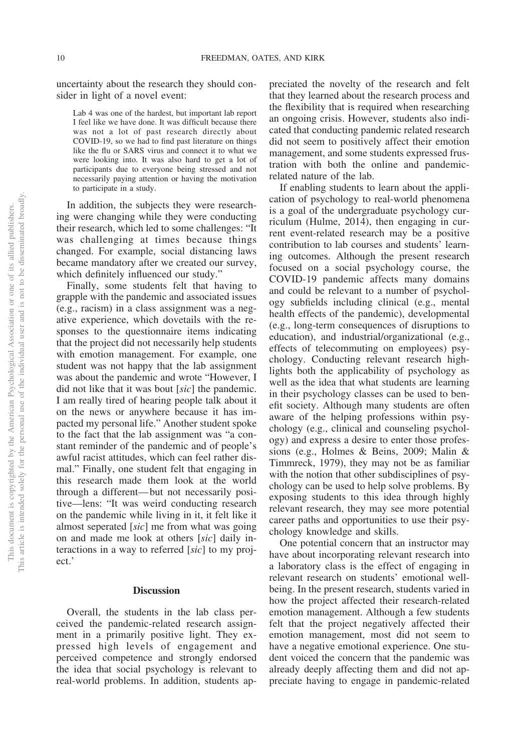uncertainty about the research they should consider in light of a novel event:

> Lab 4 was one of the hardest, but important lab report I feel like we have done. It was difficult because there was not a lot of past research directly about COVID-19, so we had to find past literature on things like the flu or SARS virus and connect it to what we were looking into. It was also hard to get a lot of participants due to everyone being stressed and not necessarily paying attention or having the motivation to participate in a study.

In addition, the subjects they were researching were changing while they were conducting their research, which led to some challenges: "It was challenging at times because things changed. For example, social distancing laws became mandatory after we created our survey, which definitely influenced our study."

Finally, some students felt that having to grapple with the pandemic and associated issues (e.g., racism) in a class assignment was a negative experience, which dovetails with the responses to the questionnaire items indicating that the project did not necessarily help students with emotion management. For example, one student was not happy that the lab assignment was about the pandemic and wrote "However, I did not like that it was bout [*sic*] the pandemic. I am really tired of hearing people talk about it on the news or anywhere because it has impacted my personal life." Another student spoke to the fact that the lab assignment was "a constant reminder of the pandemic and of people's awful racist attitudes, which can feel rather dismal." Finally, one student felt that engaging in this research made them look at the world through a different—but not necessarily positive—lens: "It was weird conducting research on the pandemic while living in it, it felt like it almost seperated [*sic*] me from what was going on and made me look at others [*sic*] daily interactions in a way to referred [*sic*] to my project.'

## Discussion

Overall, the students in the lab class perceived the pandemic-related research assignment in a primarily positive light. They expressed high levels of engagement and perceived competence and strongly endorsed the idea that social psychology is relevant to real-world problems. In addition, students appreciated the novelty of the research and felt that they learned about the research process and the flexibility that is required when researching an ongoing crisis. However, students also indicated that conducting pandemic related research did not seem to positively affect their emotion management, and some students expressed frustration with both the online and pandemic-related nature of the lab.

If enabling students to learn about the application of psychology to real-world phenomena is a goal of the undergraduate psychology curriculum (Hulme, 2014), then engaging in current event-related research may be a positive contribution to lab courses and students' learning outcomes. Although the present research focused on a social psychology course, the COVID-19 pandemic affects many domains and could be relevant to a number of psychology subfields including clinical (e.g., mental health effects of the pandemic), developmental (e.g., long-term consequences of disruptions to education), and industrial/organizational (e.g., effects of telecommuting on employees) psychology. Conducting relevant research highlights both the applicability of psychology as well as the idea that what students are learning in their psychology classes can be used to benefit society. Although many students are often aware of the helping professions within psychology (e.g., clinical and counseling psychology) and express a desire to enter those professions (e.g., Holmes & Beins, 2009; Malin & Timmreck, 1979), they may not be as familiar with the notion that other subdisciplines of psychology can be used to help solve problems. By exposing students to this idea through highly relevant research, they may see more potential career paths and opportunities to use their psychology knowledge and skills.

One potential concern that an instructor may have about incorporating relevant research into a laboratory class is the effect of engaging in relevant research on students' emotional well-being. In the present research, students varied in how the project affected their research-related emotion management. Although a few students felt that the project negatively affected their emotion management, most did not seem to have a negative emotional experience. One student voiced the concern that the pandemic was already deeply affecting them and did not appreciate having to engage in pandemic-related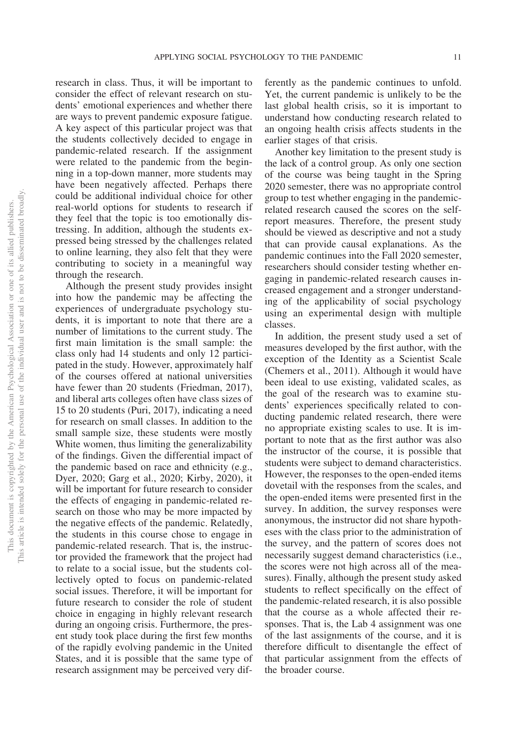research in class. Thus, it will be important to consider the effect of relevant research on students' emotional experiences and whether there are ways to prevent pandemic exposure fatigue. A key aspect of this particular project was that the students collectively decided to engage in pandemic-related research. If the assignment were related to the pandemic from the beginning in a top-down manner, more students may have been negatively affected. Perhaps there could be additional individual choice for other real-world options for students to research if they feel that the topic is too emotionally distressing. In addition, although the students expressed being stressed by the challenges related to online learning, they also felt that they were contributing to society in a meaningful way through the research.

Although the present study provides insight into how the pandemic may be affecting the experiences of undergraduate psychology students, it is important to note that there are a number of limitations to the current study. The first main limitation is the small sample: the class only had 14 students and only 12 participated in the study. However, approximately half of the courses offered at national universities have fewer than 20 students (Friedman, 2017), and liberal arts colleges often have class sizes of 15 to 20 students (Puri, 2017), indicating a need for research on small classes. In addition to the small sample size, these students were mostly White women, thus limiting the generalizability of the findings. Given the differential impact of the pandemic based on race and ethnicity (e.g., Dyer, 2020; Garg et al., 2020; Kirby, 2020), it will be important for future research to consider the effects of engaging in pandemic-related research on those who may be more impacted by the negative effects of the pandemic. Relatedly, the students in this course chose to engage in pandemic-related research. That is, the instructor provided the framework that the project had to relate to a social issue, but the students collectively opted to focus on pandemic-related social issues. Therefore, it will be important for future research to consider the role of student choice in engaging in highly relevant research during an ongoing crisis. Furthermore, the present study took place during the first few months of the rapidly evolving pandemic in the United States, and it is possible that the same type of research assignment may be perceived very differently as the pandemic continues to unfold. Yet, the current pandemic is unlikely to be the last global health crisis, so it is important to understand how conducting research related to an ongoing health crisis affects students in the earlier stages of that crisis.

Another key limitation to the present study is the lack of a control group. As only one section of the course was being taught in the Spring 2020 semester, there was no appropriate control group to test whether engaging in the pandemic-related research caused the scores on the self-report measures. Therefore, the present study should be viewed as descriptive and not a study that can provide causal explanations. As the pandemic continues into the Fall 2020 semester, researchers should consider testing whether engaging in pandemic-related research causes increased engagement and a stronger understanding of the applicability of social psychology using an experimental design with multiple classes.

In addition, the present study used a set of measures developed by the first author, with the exception of the Identity as a Scientist Scale (Chemers et al., 2011). Although it would have been ideal to use existing, validated scales, as the goal of the research was to examine students' experiences specifically related to conducting pandemic related research, there were no appropriate existing scales to use. It is important to note that as the first author was also the instructor of the course, it is possible that students were subject to demand characteristics. However, the responses to the open-ended items dovetail with the responses from the scales, and the open-ended items were presented first in the survey. In addition, the survey responses were anonymous, the instructor did not share hypotheses with the class prior to the administration of the survey, and the pattern of scores does not necessarily suggest demand characteristics (i.e., the scores were not high across all of the measures). Finally, although the present study asked students to reflect specifically on the effect of the pandemic-related research, it is also possible that the course as a whole affected their responses. That is, the Lab 4 assignment was one of the last assignments of the course, and it is therefore difficult to disentangle the effect of that particular assignment from the effects of the broader course.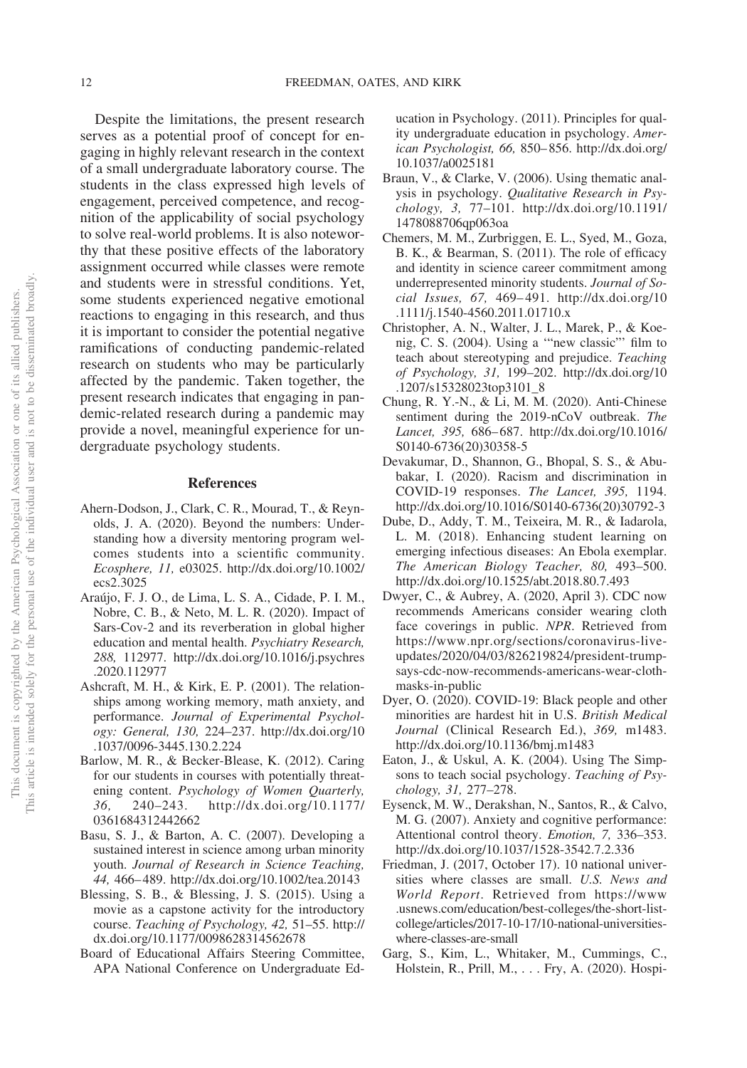Despite the limitations, the present research serves as a potential proof of concept for engaging in highly relevant research in the context of a small undergraduate laboratory course. The students in the class expressed high levels of engagement, perceived competence, and recognition of the applicability of social psychology to solve real-world problems. It is also noteworthy that these positive effects of the laboratory assignment occurred while classes were remote and students were in stressful conditions. Yet, some students experienced negative emotional reactions to engaging in this research, and thus it is important to consider the potential negative ramifications of conducting pandemic-related research on students who may be particularly affected by the pandemic. Taken together, the present research indicates that engaging in pandemic-related research during a pandemic may provide a novel, meaningful experience for undergraduate psychology students.

## References

Ahern-Dodson, J., Clark, C. R., Mourad, T., & Reynolds, J. A. (2020). Beyond the numbers: Understanding how a diversity mentoring program welcomes students into a scientific community. *Ecosphere, 11,* e03025. http://dx.doi.org/10.1002/ecs2.3025

Araújo, F. J. O., de Lima, L. S. A., Cidade, P. I. M., Nobre, C. B., & Neto, M. L. R. (2020). Impact of Sars-Cov-2 and its reverberation in global higher education and mental health. *Psychiatry Research, 288,* 112977. http://dx.doi.org/10.1016/j.psychres.2020.112977

Ashcraft, M. H., & Kirk, E. P. (2001). The relationships among working memory, math anxiety, and performance. *Journal of Experimental Psychology: General, 130,* 224–237. http://dx.doi.org/10.1037/0096-3445.130.2.224

Barlow, M. R., & Becker-Blease, K. (2012). Caring for our students in courses with potentially threatening content. *Psychology of Women Quarterly, 36,* 240–243. http://dx.doi.org/10.1177/0361684312442662

Basu, S. J., & Barton, A. C. (2007). Developing a sustained interest in science among urban minority youth. *Journal of Research in Science Teaching, 44,* 466–489. http://dx.doi.org/10.1002/tea.20143

Blessing, S. B., & Blessing, J. S. (2015). Using a movie as a capstone activity for the introductory course. *Teaching of Psychology, 42,* 51–55. http://dx.doi.org/10.1177/0098628314562678

Board of Educational Affairs Steering Committee, APA National Conference on Undergraduate Education in Psychology. (2011). Principles for quality undergraduate education in psychology. *American Psychologist, 66,* 850–856. http://dx.doi.org/10.1037/a0025181

Braun, V., & Clarke, V. (2006). Using thematic analysis in psychology. *Qualitative Research in Psychology, 3,* 77–101. http://dx.doi.org/10.1191/1478088706qp063oa

Chemers, M. M., Zurbriggen, E. L., Syed, M., Goza, B. K., & Bearman, S. (2011). The role of efficacy and identity in science career commitment among underrepresented minority students. *Journal of Social Issues, 67,* 469–491. http://dx.doi.org/10.1111/j.1540-4560.2011.01710.x

Christopher, A. N., Walter, J. L., Marek, P., & Koenig, C. S. (2004). Using a '"new classic"' film to teach about stereotyping and prejudice. *Teaching of Psychology, 31,* 199–202. http://dx.doi.org/10.1207/s15328023top3101_8

Chung, R. Y.-N., & Li, M. M. (2020). Anti-Chinese sentiment during the 2019-nCoV outbreak. *The Lancet, 395,* 686–687. http://dx.doi.org/10.1016/S0140-6736(20)30358-5

Devakumar, D., Shannon, G., Bhopal, S. S., & Abubakar, I. (2020). Racism and discrimination in COVID-19 responses. *The Lancet, 395,* 1194. http://dx.doi.org/10.1016/S0140-6736(20)30792-3

Dube, D., Addy, T. M., Teixeira, M. R., & Iadarola, L. M. (2018). Enhancing student learning on emerging infectious diseases: An Ebola exemplar. *The American Biology Teacher, 80,* 493–500. http://dx.doi.org/10.1525/abt.2018.80.7.493

Dwyer, C., & Aubrey, A. (2020, April 3). CDC now recommends Americans consider wearing cloth face coverings in public. *NPR*. Retrieved from https://www.npr.org/sections/coronavirus-live-updates/2020/04/03/826219824/president-trump-says-cdc-now-recommends-americans-wear-cloth-masks-in-public

Dyer, O. (2020). COVID-19: Black people and other minorities are hardest hit in U.S. *British Medical Journal* (Clinical Research Ed.), *369,* m1483. http://dx.doi.org/10.1136/bmj.m1483

Eaton, J., & Uskul, A. K. (2004). Using The Simpsons to teach social psychology. *Teaching of Psychology, 31,* 277–278.

Eysenck, M. W., Derakshan, N., Santos, R., & Calvo, M. G. (2007). Anxiety and cognitive performance: Attentional control theory. *Emotion, 7,* 336–353. http://dx.doi.org/10.1037/1528-3542.7.2.336

Friedman, J. (2017, October 17). 10 national universities where classes are small. *U.S. News and World Report*. Retrieved from https://www.usnews.com/education/best-colleges/the-short-list-college/articles/2017-10-17/10-national-universities-where-classes-are-small

Garg, S., Kim, L., Whitaker, M., Cummings, C., Holstein, R., Prill, M., . . . Fry, A. (2020). Hospi-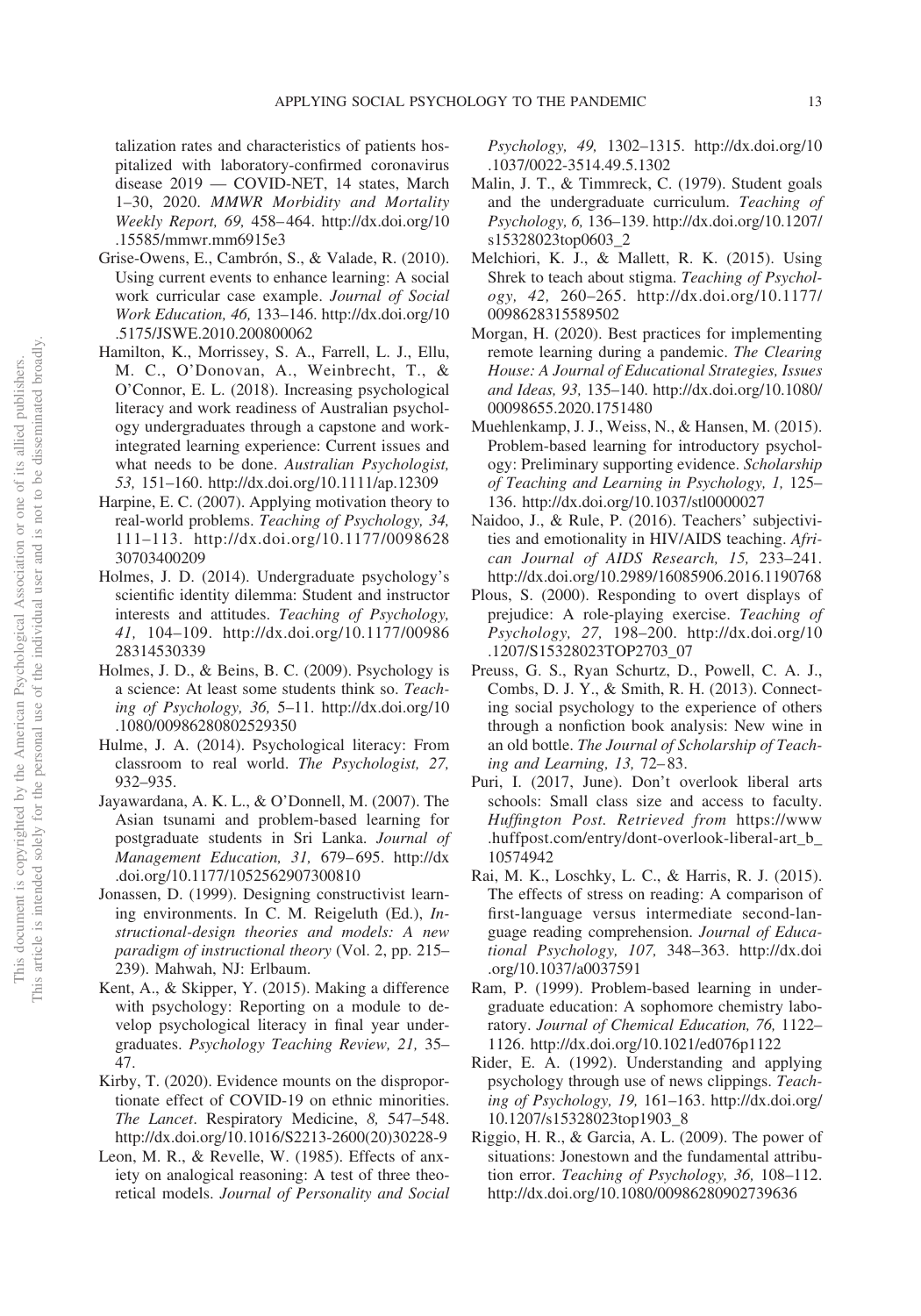talization rates and characteristics of patients hospitalized with laboratory-confirmed coronavirus disease 2019 — COVID-NET, 14 states, March 1–30, 2020. *MMWR Morbidity and Mortality Weekly Report, 69,* 458–464. http://dx.doi.org/10.15585/mmwr.mm6915e3

Grise-Owens, E., Cambrón, S., & Valade, R. (2010). Using current events to enhance learning: A social work curricular case example. *Journal of Social Work Education, 46,* 133–146. http://dx.doi.org/10.5175/JSWE.2010.200800062

Hamilton, K., Morrissey, S. A., Farrell, L. J., Ellu, M. C., O'Donovan, A., Weinbrecht, T., & O'Connor, E. L. (2018). Increasing psychological literacy and work readiness of Australian psychology undergraduates through a capstone and work-integrated learning experience: Current issues and what needs to be done. *Australian Psychologist, 53,* 151–160. http://dx.doi.org/10.1111/ap.12309

Harpine, E. C. (2007). Applying motivation theory to real-world problems. *Teaching of Psychology, 34,* 111–113. http://dx.doi.org/10.1177/009862830703400209

Holmes, J. D. (2014). Undergraduate psychology's scientific identity dilemma: Student and instructor interests and attitudes. *Teaching of Psychology, 41,* 104–109. http://dx.doi.org/10.1177/0098628314530339

Holmes, J. D., & Beins, B. C. (2009). Psychology is a science: At least some students think so. *Teaching of Psychology, 36,* 5–11. http://dx.doi.org/10.1080/00986280802529350

Hulme, J. A. (2014). Psychological literacy: From classroom to real world. *The Psychologist, 27,* 932–935.

Jayawardana, A. K. L., & O'Donnell, M. (2007). The Asian tsunami and problem-based learning for postgraduate students in Sri Lanka. *Journal of Management Education, 31,* 679–695. http://dx.doi.org/10.1177/1052562907300810

Jonassen, D. (1999). Designing constructivist learning environments. In C. M. Reigeluth (Ed.), *Instructional-design theories and models: A new paradigm of instructional theory* (Vol. 2, pp. 215–239). Mahwah, NJ: Erlbaum.

Kent, A., & Skipper, Y. (2015). Making a difference with psychology: Reporting on a module to develop psychological literacy in final year undergraduates. *Psychology Teaching Review, 21,* 35–47.

Kirby, T. (2020). Evidence mounts on the disproportionate effect of COVID-19 on ethnic minorities. *The Lancet*. Respiratory Medicine, *8,* 547–548. http://dx.doi.org/10.1016/S2213-2600(20)30228-9

Leon, M. R., & Revelle, W. (1985). Effects of anxiety on analogical reasoning: A test of three theoretical models. *Journal of Personality and Social Psychology, 49,* 1302–1315. http://dx.doi.org/10.1037/0022-3514.49.5.1302

Malin, J. T., & Timmreck, C. (1979). Student goals and the undergraduate curriculum. *Teaching of Psychology, 6,* 136–139. http://dx.doi.org/10.1207/s15328023top0603_2

Melchiori, K. J., & Mallett, R. K. (2015). Using Shrek to teach about stigma. *Teaching of Psychology, 42,* 260–265. http://dx.doi.org/10.1177/0098628315589502

Morgan, H. (2020). Best practices for implementing remote learning during a pandemic. *The Clearing House: A Journal of Educational Strategies, Issues and Ideas, 93,* 135–140. http://dx.doi.org/10.1080/00098655.2020.1751480

Muehlenkamp, J. J., Weiss, N., & Hansen, M. (2015). Problem-based learning for introductory psychology: Preliminary supporting evidence. *Scholarship of Teaching and Learning in Psychology, 1,* 125–136. http://dx.doi.org/10.1037/stl0000027

Naidoo, J., & Rule, P. (2016). Teachers' subjectivities and emotionality in HIV/AIDS teaching. *African Journal of AIDS Research, 15,* 233–241. http://dx.doi.org/10.2989/16085906.2016.1190768

Plous, S. (2000). Responding to overt displays of prejudice: A role-playing exercise. *Teaching of Psychology, 27,* 198–200. http://dx.doi.org/10.1207/S15328023TOP2703_07

Preuss, G. S., Ryan Schurtz, D., Powell, C. A. J., Combs, D. J. Y., & Smith, R. H. (2013). Connecting social psychology to the experience of others through a nonfiction book analysis: New wine in an old bottle. *The Journal of Scholarship of Teaching and Learning, 13,* 72–83.

Puri, I. (2017, June). Don't overlook liberal arts schools: Small class size and access to faculty. *Huffington Post. Retrieved from* https://www.huffpost.com/entry/dont-overlook-liberal-art_b_10574942

Rai, M. K., Loschky, L. C., & Harris, R. J. (2015). The effects of stress on reading: A comparison of first-language versus intermediate second-language reading comprehension. *Journal of Educational Psychology, 107,* 348–363. http://dx.doi.org/10.1037/a0037591

Ram, P. (1999). Problem-based learning in undergraduate education: A sophomore chemistry laboratory. *Journal of Chemical Education, 76,* 1122–1126. http://dx.doi.org/10.1021/ed076p1122

Rider, E. A. (1992). Understanding and applying psychology through use of news clippings. *Teaching of Psychology, 19,* 161–163. http://dx.doi.org/10.1207/s15328023top1903_8

Riggio, H. R., & Garcia, A. L. (2009). The power of situations: Jonestown and the fundamental attribution error. *Teaching of Psychology, 36,* 108–112. http://dx.doi.org/10.1080/00986280902739636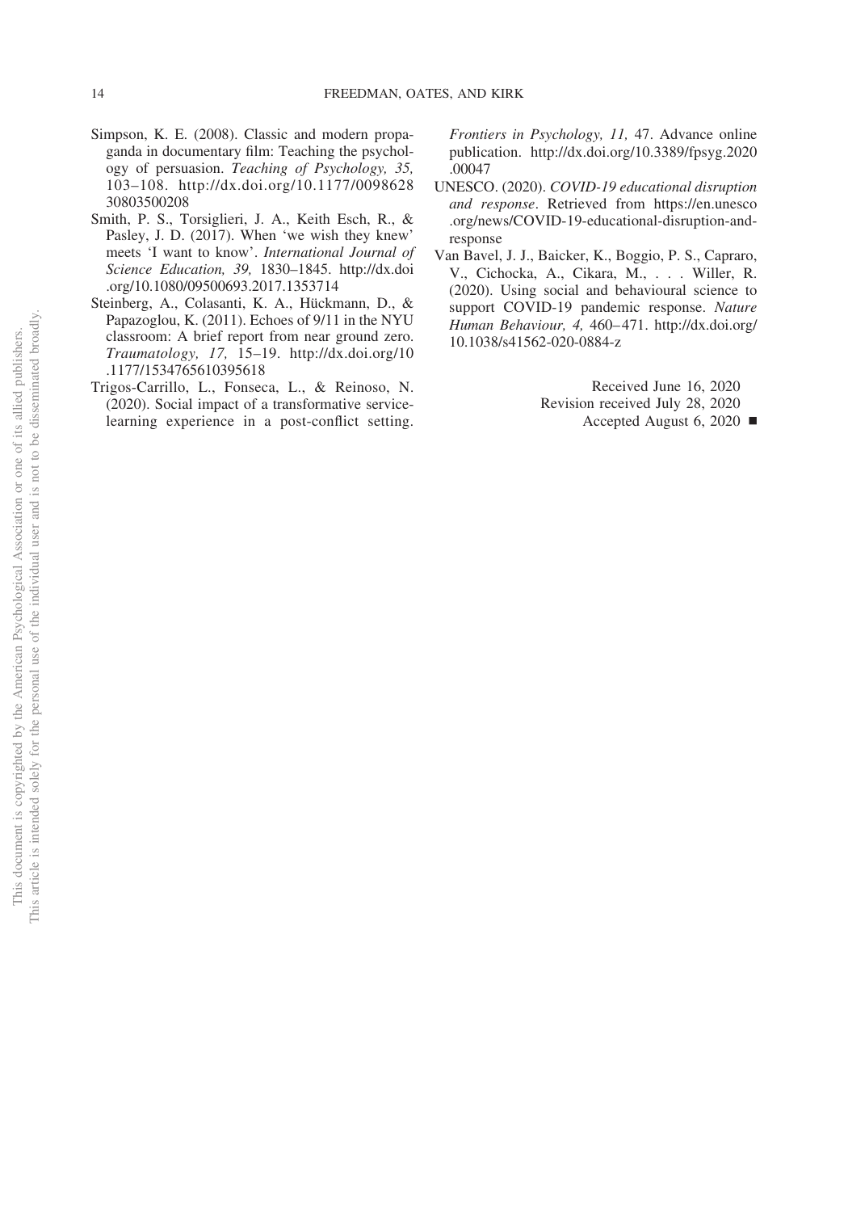Simpson, K. E. (2008). Classic and modern propaganda in documentary film: Teaching the psychology of persuasion. *Teaching of Psychology, 35,* 103–108. http://dx.doi.org/10.1177/009862830803500208

Smith, P. S., Torsiglieri, J. A., Keith Esch, R., & Pasley, J. D. (2017). When 'we wish they knew' meets 'I want to know'. *International Journal of Science Education, 39,* 1830–1845. http://dx.doi.org/10.1080/09500693.2017.1353714

Steinberg, A., Colasanti, K. A., Hückmann, D., & Papazoglou, K. (2011). Echoes of 9/11 in the NYU classroom: A brief report from near ground zero. *Traumatology, 17,* 15–19. http://dx.doi.org/10.1177/1534765610395618

Trigos-Carrillo, L., Fonseca, L., & Reinoso, N. (2020). Social impact of a transformative service-learning experience in a post-conflict setting. *Frontiers in Psychology, 11,* 47. Advance online publication. http://dx.doi.org/10.3389/fpsyg.2020.00047

UNESCO. (2020). *COVID-19 educational disruption and response*. Retrieved from https://en.unesco.org/news/COVID-19-educational-disruption-and-response

Van Bavel, J. J., Baicker, K., Boggio, P. S., Capraro, V., Cichocka, A., Cikara, M., . . . Willer, R. (2020). Using social and behavioural science to support COVID-19 pandemic response. *Nature Human Behaviour, 4,* 460–471. http://dx.doi.org/10.1038/s41562-020-0884-z

Received June 16, 2020
Revision received July 28, 2020
Accepted August 6, 2020 ■